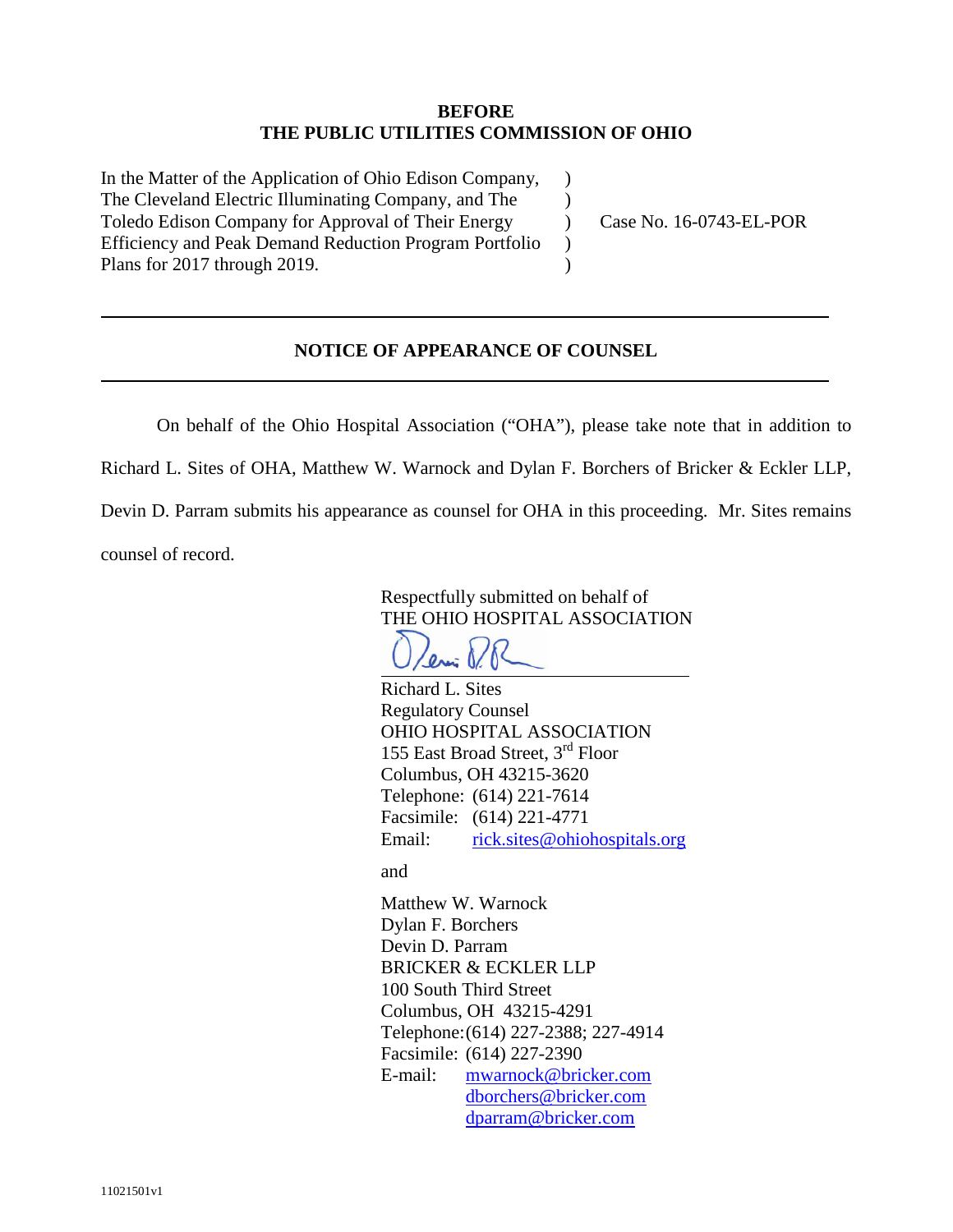**BEFORE**
**THE PUBLIC UTILITIES COMMISSION OF OHIO**

| | | |
|---|---|---|
| In the Matter of the Application of Ohio Edison Company, The Cleveland Electric Illuminating Company, and The Toledo Edison Company for Approval of Their Energy Efficiency and Peak Demand Reduction Program Portfolio Plans for 2017 through 2019. | ) ) ) ) ) | Case No. 16-0743-EL-POR |

---

**NOTICE OF APPEARANCE OF COUNSEL**

---

On behalf of the Ohio Hospital Association ("OHA"), please take note that in addition to Richard L. Sites of OHA, Matthew W. Warnock and Dylan F. Borchers of Bricker & Eckler LLP, Devin D. Parram submits his appearance as counsel for OHA in this proceeding. Mr. Sites remains counsel of record.

Respectfully submitted on behalf of
THE OHIO HOSPITAL ASSOCIATION

Richard L. Sites
Regulatory Counsel
OHIO HOSPITAL ASSOCIATION
155 East Broad Street, 3rd Floor
Columbus, OH 43215-3620
Telephone: (614) 221-7614
Facsimile: (614) 221-4771
Email: rick.sites@ohiohospitals.org

and

Matthew W. Warnock
Dylan F. Borchers
Devin D. Parram
BRICKER & ECKLER LLP
100 South Third Street
Columbus, OH 43215-4291
Telephone: (614) 227-2388; 227-4914
Facsimile: (614) 227-2390
E-mail: mwarnock@bricker.com
dborchers@bricker.com
dparram@bricker.com

11021501v1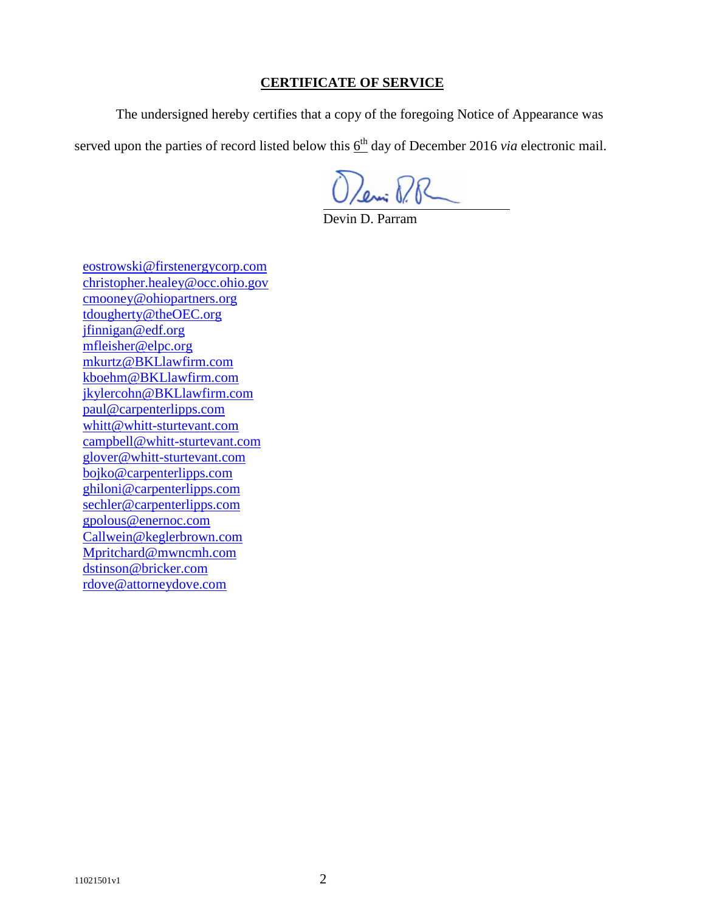## CERTIFICATE OF SERVICE

The undersigned hereby certifies that a copy of the foregoing Notice of Appearance was served upon the parties of record listed below this 6th day of December 2016 *via* electronic mail.

Devin D. Parram

eostrowski@firstenergycorp.com
christopher.healey@occ.ohio.gov
cmooney@ohiopartners.org
tdougherty@theOEC.org
jfinnigan@edf.org
mfleisher@elpc.org
mkurtz@BKLlawfirm.com
kboehm@BKLlawfirm.com
jkylercohn@BKLlawfirm.com
paul@carpenterlipps.com
whitt@whitt-sturtevant.com
campbell@whitt-sturtevant.com
glover@whitt-sturtevant.com
bojko@carpenterlipps.com
ghiloni@carpenterlipps.com
sechler@carpenterlipps.com
gpolous@enernoc.com
Callwein@keglerbrown.com
Mpritchard@mwncmh.com
dstinson@bricker.com
rdove@attorneydove.com

11021501v1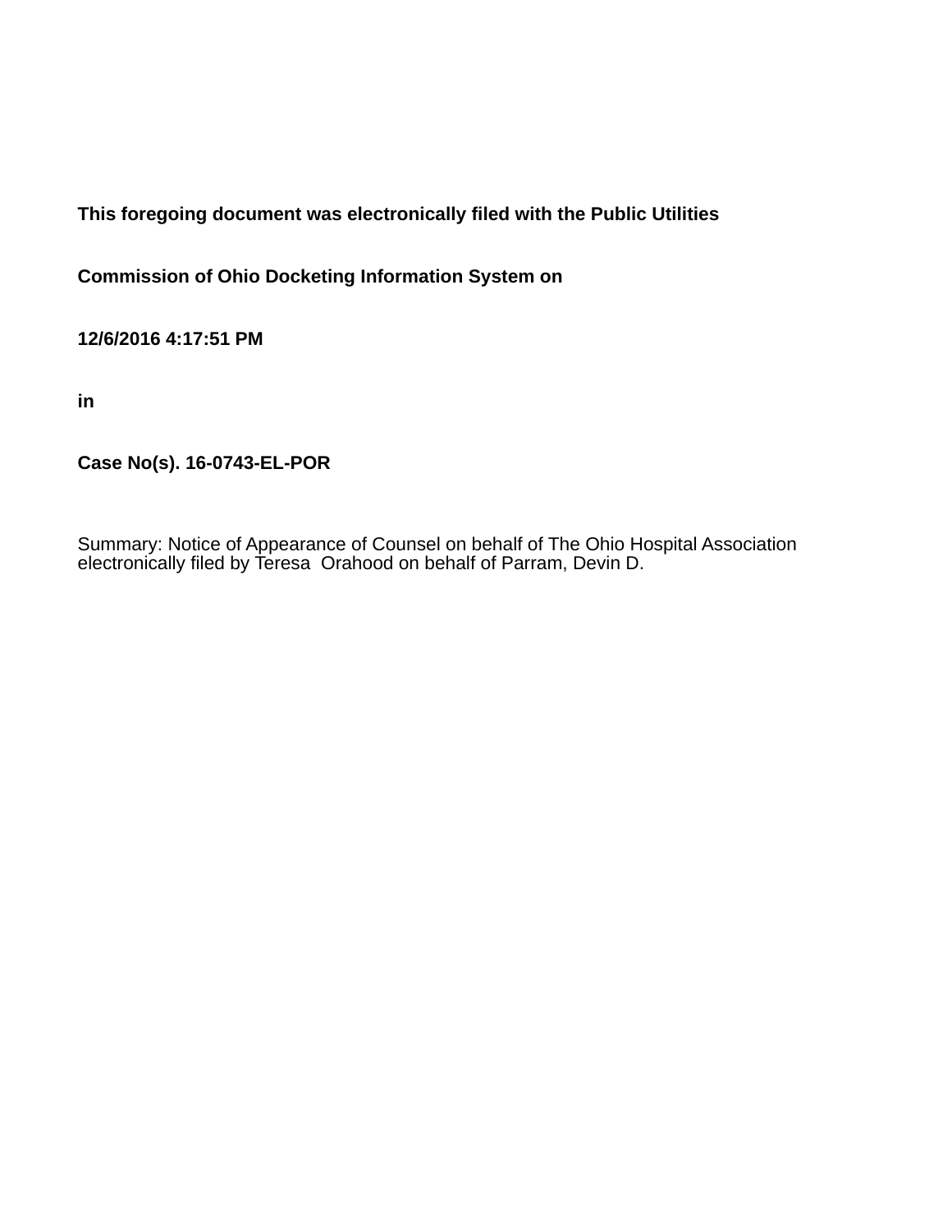**This foregoing document was electronically filed with the Public Utilities**

**Commission of Ohio Docketing Information System on**

**12/6/2016 4:17:51 PM**

**in**

**Case No(s). 16-0743-EL-POR**

Summary: Notice of Appearance of Counsel on behalf of The Ohio Hospital Association electronically filed by Teresa Orahood on behalf of Parram, Devin D.